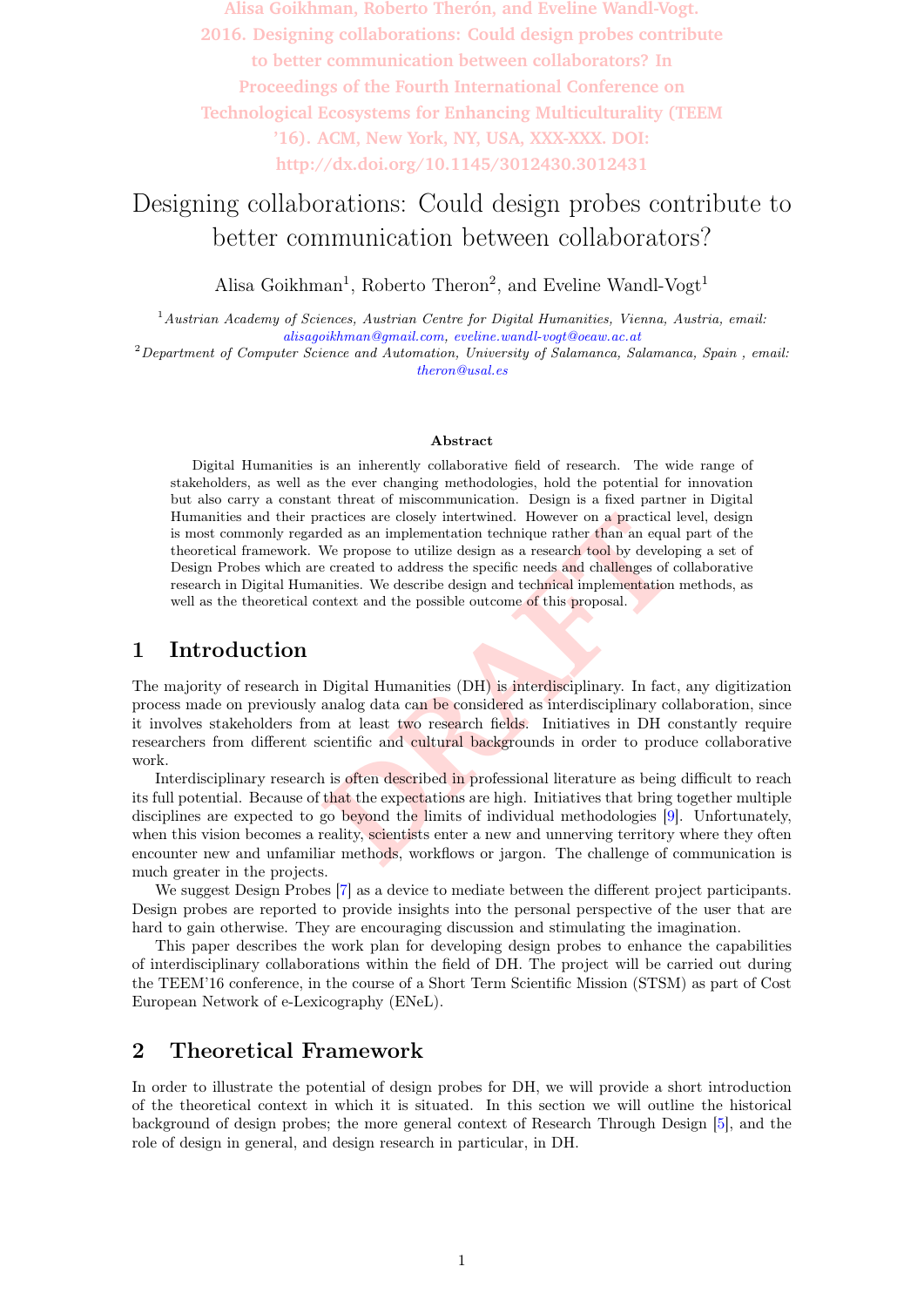Alisa Goikhman, Roberto Therón, and Eveline Wandl-Vogt. 2016. Designing collaborations: Could design probes contribute to better communication between collaborators? In Proceedings of the Fourth International Conference on Technological Ecosystems for Enhancing Multiculturality (TEEM '16). ACM, New York, NY, USA, XXX-XXX. DOI: http://dx.doi.org/10.1145/3012430.3012431

# Designing collaborations: Could design probes contribute to better communication between collaborators?

Alisa Goikhman[1], Roberto Theron[2], and Eveline Wandl-Vogt[1]

[1]*Austrian Academy of Sciences, Austrian Centre for Digital Humanities, Vienna, Austria, email: alisagoikhman@gmail.com, eveline.wandl-vogt@oeaw.ac.at*

[2]*Department of Computer Science and Automation, University of Salamanca, Salamanca, Spain , email: theron@usal.es*

### Abstract

Digital Humanities is an inherently collaborative field of research. The wide range of stakeholders, as well as the ever changing methodologies, hold the potential for innovation but also carry a constant threat of miscommunication. Design is a fixed partner in Digital Humanities and their practices are closely intertwined. However on a practical level, design is most commonly regarded as an implementation technique rather than an equal part of the theoretical framework. We propose to utilize design as a research tool by developing a set of Design Probes which are created to address the specific needs and challenges of collaborative research in Digital Humanities. We describe design and technical implementation methods, as well as the theoretical context and the possible outcome of this proposal.

## 1 Introduction

The majority of research in Digital Humanities (DH) is interdisciplinary. In fact, any digitization process made on previously analog data can be considered as interdisciplinary collaboration, since it involves stakeholders from at least two research fields. Initiatives in DH constantly require researchers from different scientific and cultural backgrounds in order to produce collaborative work.

Interdisciplinary research is often described in professional literature as being difficult to reach its full potential. Because of that the expectations are high. Initiatives that bring together multiple disciplines are expected to go beyond the limits of individual methodologies [9]. Unfortunately, when this vision becomes a reality, scientists enter a new and unnerving territory where they often encounter new and unfamiliar methods, workflows or jargon. The challenge of communication is much greater in the projects.

We suggest Design Probes [7] as a device to mediate between the different project participants. Design probes are reported to provide insights into the personal perspective of the user that are hard to gain otherwise. They are encouraging discussion and stimulating the imagination.

This paper describes the work plan for developing design probes to enhance the capabilities of interdisciplinary collaborations within the field of DH. The project will be carried out during the TEEM'16 conference, in the course of a Short Term Scientific Mission (STSM) as part of Cost European Network of e-Lexicography (ENeL).

## 2 Theoretical Framework

In order to illustrate the potential of design probes for DH, we will provide a short introduction of the theoretical context in which it is situated. In this section we will outline the historical background of design probes; the more general context of Research Through Design [5], and the role of design in general, and design research in particular, in DH.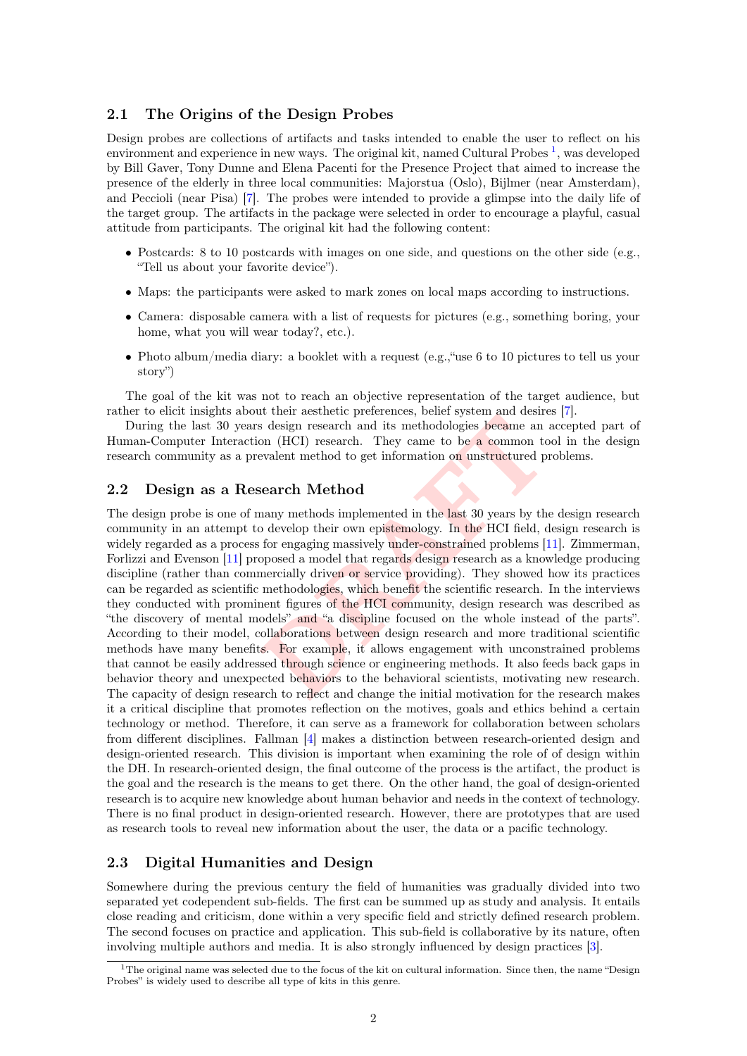## 2.1 The Origins of the Design Probes

Design probes are collections of artifacts and tasks intended to enable the user to reflect on his environment and experience in new ways. The original kit, named Cultural Probes [1], was developed by Bill Gaver, Tony Dunne and Elena Pacenti for the Presence Project that aimed to increase the presence of the elderly in three local communities: Majorstua (Oslo), Bijlmer (near Amsterdam), and Peccioli (near Pisa) [7]. The probes were intended to provide a glimpse into the daily life of the target group. The artifacts in the package were selected in order to encourage a playful, casual attitude from participants. The original kit had the following content:

- Postcards: 8 to 10 postcards with images on one side, and questions on the other side (e.g., "Tell us about your favorite device").
- Maps: the participants were asked to mark zones on local maps according to instructions.
- Camera: disposable camera with a list of requests for pictures (e.g., something boring, your home, what you will wear today?, etc.).
- Photo album/media diary: a booklet with a request (e.g.,"use 6 to 10 pictures to tell us your story")

The goal of the kit was not to reach an objective representation of the target audience, but rather to elicit insights about their aesthetic preferences, belief system and desires [7].

During the last 30 years design research and its methodologies became an accepted part of Human-Computer Interaction (HCI) research. They came to be a common tool in the design research community as a prevalent method to get information on unstructured problems.

## 2.2 Design as a Research Method

The design probe is one of many methods implemented in the last 30 years by the design research community in an attempt to develop their own epistemology. In the HCI field, design research is widely regarded as a process for engaging massively under-constrained problems [11]. Zimmerman, Forlizzi and Evenson [11] proposed a model that regards design research as a knowledge producing discipline (rather than commercially driven or service providing). They showed how its practices can be regarded as scientific methodologies, which benefit the scientific research. In the interviews they conducted with prominent figures of the HCI community, design research was described as "the discovery of mental models" and "a discipline focused on the whole instead of the parts". According to their model, collaborations between design research and more traditional scientific methods have many benefits. For example, it allows engagement with unconstrained problems that cannot be easily addressed through science or engineering methods. It also feeds back gaps in behavior theory and unexpected behaviors to the behavioral scientists, motivating new research. The capacity of design research to reflect and change the initial motivation for the research makes it a critical discipline that promotes reflection on the motives, goals and ethics behind a certain technology or method. Therefore, it can serve as a framework for collaboration between scholars from different disciplines. Fallman [4] makes a distinction between research-oriented design and design-oriented research. This division is important when examining the role of of design within the DH. In research-oriented design, the final outcome of the process is the artifact, the product is the goal and the research is the means to get there. On the other hand, the goal of design-oriented research is to acquire new knowledge about human behavior and needs in the context of technology. There is no final product in design-oriented research. However, there are prototypes that are used as research tools to reveal new information about the user, the data or a pacific technology.

## 2.3 Digital Humanities and Design

Somewhere during the previous century the field of humanities was gradually divided into two separated yet codependent sub-fields. The first can be summed up as study and analysis. It entails close reading and criticism, done within a very specific field and strictly defined research problem. The second focuses on practice and application. This sub-field is collaborative by its nature, often involving multiple authors and media. It is also strongly influenced by design practices [3].

[1] The original name was selected due to the focus of the kit on cultural information. Since then, the name "Design Probes" is widely used to describe all type of kits in this genre.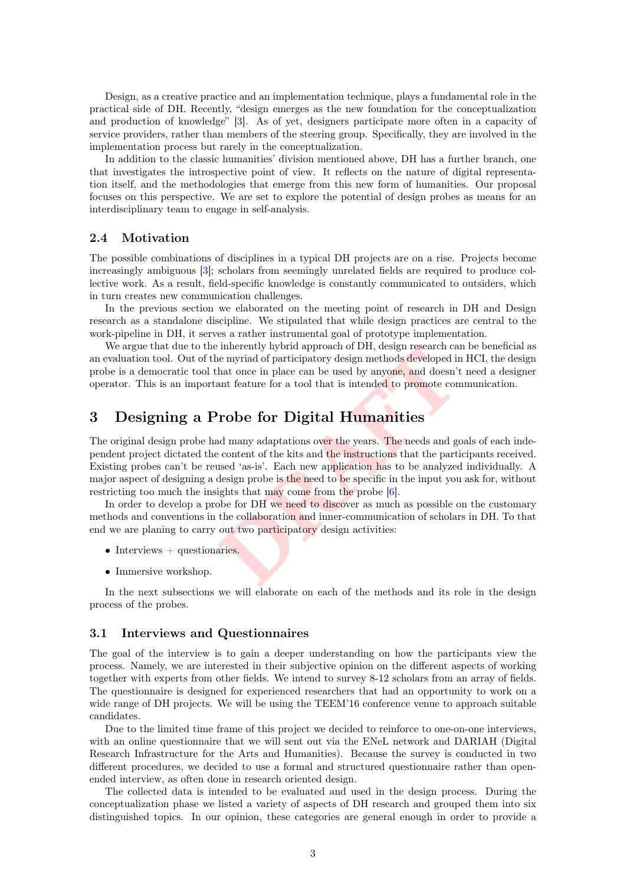Design, as a creative practice and an implementation technique, plays a fundamental role in the practical side of DH. Recently, "design emerges as the new foundation for the conceptualization and production of knowledge" [3]. As of yet, designers participate more often in a capacity of service providers, rather than members of the steering group. Specifically, they are involved in the implementation process but rarely in the conceptualization.

In addition to the classic humanities' division mentioned above, DH has a further branch, one that investigates the introspective point of view. It reflects on the nature of digital representation itself, and the methodologies that emerge from this new form of humanities. Our proposal focuses on this perspective. We are set to explore the potential of design probes as means for an interdisciplinary team to engage in self-analysis.

### 2.4 Motivation

The possible combinations of disciplines in a typical DH projects are on a rise. Projects become increasingly ambiguous [3]; scholars from seemingly unrelated fields are required to produce collective work. As a result, field-specific knowledge is constantly communicated to outsiders, which in turn creates new communication challenges.

In the previous section we elaborated on the meeting point of research in DH and Design research as a standalone discipline. We stipulated that while design practices are central to the work-pipeline in DH, it serves a rather instrumental goal of prototype implementation.

We argue that due to the inherently hybrid approach of DH, design research can be beneficial as an evaluation tool. Out of the myriad of participatory design methods developed in HCI, the design probe is a democratic tool that once in place can be used by anyone, and doesn't need a designer operator. This is an important feature for a tool that is intended to promote communication.

## 3 Designing a Probe for Digital Humanities

The original design probe had many adaptations over the years. The needs and goals of each independent project dictated the content of the kits and the instructions that the participants received. Existing probes can't be reused 'as-is'. Each new application has to be analyzed individually. A major aspect of designing a design probe is the need to be specific in the input you ask for, without restricting too much the insights that may come from the probe [6].

In order to develop a probe for DH we need to discover as much as possible on the customary methods and conventions in the collaboration and inner-communication of scholars in DH. To that end we are planing to carry out two participatory design activities:

- Interviews + questionaries.
- Immersive workshop.

In the next subsections we will elaborate on each of the methods and its role in the design process of the probes.

### 3.1 Interviews and Questionnaires

The goal of the interview is to gain a deeper understanding on how the participants view the process. Namely, we are interested in their subjective opinion on the different aspects of working together with experts from other fields. We intend to survey 8-12 scholars from an array of fields. The questionnaire is designed for experienced researchers that had an opportunity to work on a wide range of DH projects. We will be using the TEEM'16 conference venue to approach suitable candidates.

Due to the limited time frame of this project we decided to reinforce to one-on-one interviews, with an online questionnaire that we will sent out via the ENeL network and DARIAH (Digital Research Infrastructure for the Arts and Humanities). Because the survey is conducted in two different procedures, we decided to use a formal and structured questionnaire rather than open-ended interview, as often done in research oriented design.

The collected data is intended to be evaluated and used in the design process. During the conceptualization phase we listed a variety of aspects of DH research and grouped them into six distinguished topics. In our opinion, these categories are general enough in order to provide a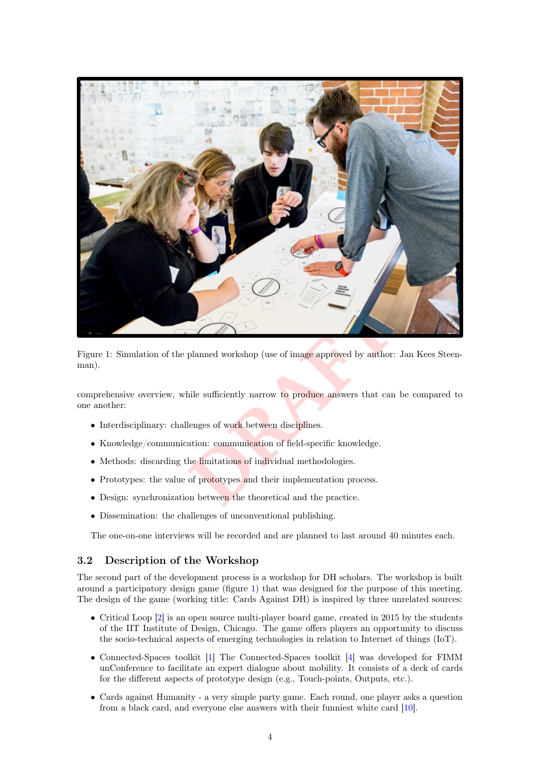Figure 1: Simulation of the planned workshop (use of image approved by author: Jan Kees Steenman).

comprehensive overview, while sufficiently narrow to produce answers that can be compared to one another:

- Interdisciplinary: challenges of work between disciplines.
- Knowledge/communication: communication of field-specific knowledge.
- Methods: discarding the limitations of individual methodologies.
- Prototypes: the value of prototypes and their implementation process.
- Design: synchronization between the theoretical and the practice.
- Dissemination: the challenges of unconventional publishing.

The one-on-one interviews will be recorded and are planned to last around 40 minutes each.

### 3.2 Description of the Workshop

The second part of the development process is a workshop for DH scholars. The workshop is built around a participatory design game (figure 1) that was designed for the purpose of this meeting. The design of the game (working title: Cards Against DH) is inspired by three unrelated sources:

- Critical Loop [2] is an open source multi-player board game, created in 2015 by the students of the IIT Institute of Design, Chicago. The game offers players an opportunity to discuss the socio-technical aspects of emerging technologies in relation to Internet of things (IoT).
- Connected-Spaces toolkit [1] The Connected-Spaces toolkit [4] was developed for FIMM unConference to facilitate an expert dialogue about mobility. It consists of a deck of cards for the different aspects of prototype design (e.g., Touch-points, Outputs, etc.).
- Cards against Humanity - a very simple party game. Each round, one player asks a question from a black card, and everyone else answers with their funniest white card [10].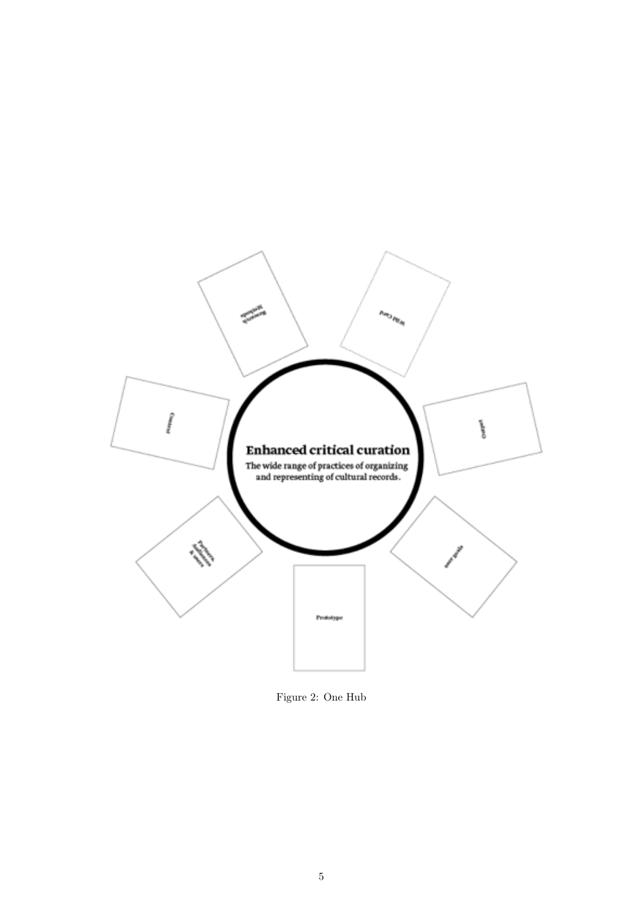**Enhanced critical curation**

The wide range of practices of organizing and representing of cultural records.

Research Methods

Wild Card

Context

Output

Partners, Audiences & users

user goals

Prototype

Figure 2: One Hub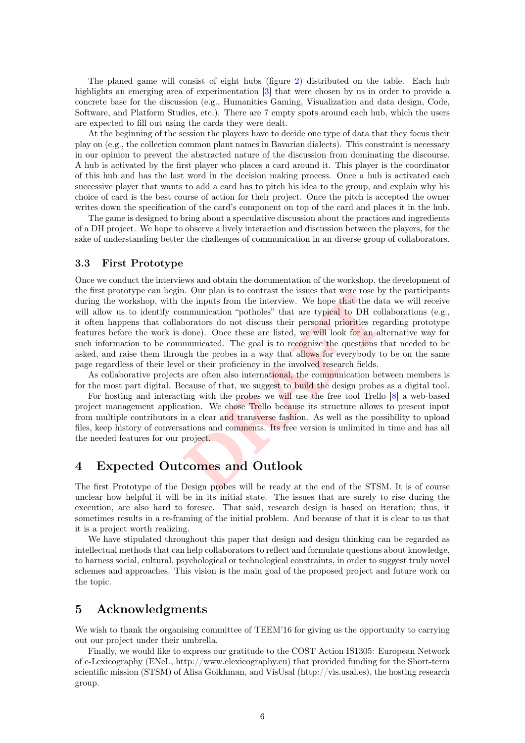The planed game will consist of eight hubs (figure 2) distributed on the table. Each hub highlights an emerging area of experimentation [3] that were chosen by us in order to provide a concrete base for the discussion (e.g., Humanities Gaming, Visualization and data design, Code, Software, and Platform Studies, etc.). There are 7 empty spots around each hub, which the users are expected to fill out using the cards they were dealt.

At the beginning of the session the players have to decide one type of data that they focus their play on (e.g., the collection common plant names in Bavarian dialects). This constraint is necessary in our opinion to prevent the abstracted nature of the discussion from dominating the discourse. A hub is activated by the first player who places a card around it. This player is the coordinator of this hub and has the last word in the decision making process. Once a hub is activated each successive player that wants to add a card has to pitch his idea to the group, and explain why his choice of card is the best course of action for their project. Once the pitch is accepted the owner writes down the specification of the card's component on top of the card and places it in the hub.

The game is designed to bring about a speculative discussion about the practices and ingredients of a DH project. We hope to observe a lively interaction and discussion between the players, for the sake of understanding better the challenges of communication in an diverse group of collaborators.

### 3.3 First Prototype

Once we conduct the interviews and obtain the documentation of the workshop, the development of the first prototype can begin. Our plan is to contrast the issues that were rose by the participants during the workshop, with the inputs from the interview. We hope that the data we will receive will allow us to identify communication "potholes" that are typical to DH collaborations (e.g., it often happens that collaborators do not discuss their personal priorities regarding prototype features before the work is done). Once these are listed, we will look for an alternative way for such information to be communicated. The goal is to recognize the questions that needed to be asked, and raise them through the probes in a way that allows for everybody to be on the same page regardless of their level or their proficiency in the involved research fields.

As collaborative projects are often also international, the communication between members is for the most part digital. Because of that, we suggest to build the design probes as a digital tool.

For hosting and interacting with the probes we will use the free tool Trello [8] a web-based project management application. We chose Trello because its structure allows to present input from multiple contributors in a clear and transverse fashion. As well as the possibility to upload files, keep history of conversations and comments. Its free version is unlimited in time and has all the needed features for our project.

## 4 Expected Outcomes and Outlook

The first Prototype of the Design probes will be ready at the end of the STSM. It is of course unclear how helpful it will be in its initial state. The issues that are surely to rise during the execution, are also hard to foresee. That said, research design is based on iteration; thus, it sometimes results in a re-framing of the initial problem. And because of that it is clear to us that it is a project worth realizing.

We have stipulated throughout this paper that design and design thinking can be regarded as intellectual methods that can help collaborators to reflect and formulate questions about knowledge, to harness social, cultural, psychological or technological constraints, in order to suggest truly novel schemes and approaches. This vision is the main goal of the proposed project and future work on the topic.

## 5 Acknowledgments

We wish to thank the organising committee of TEEM'16 for giving us the opportunity to carrying out our project under their umbrella.

Finally, we would like to express our gratitude to the COST Action IS1305: European Network of e-Lexicography (ENeL, http://www.elexicography.eu) that provided funding for the Short-term scientific mission (STSM) of Alisa Goikhman, and VisUsal (http://vis.usal.es), the hosting research group.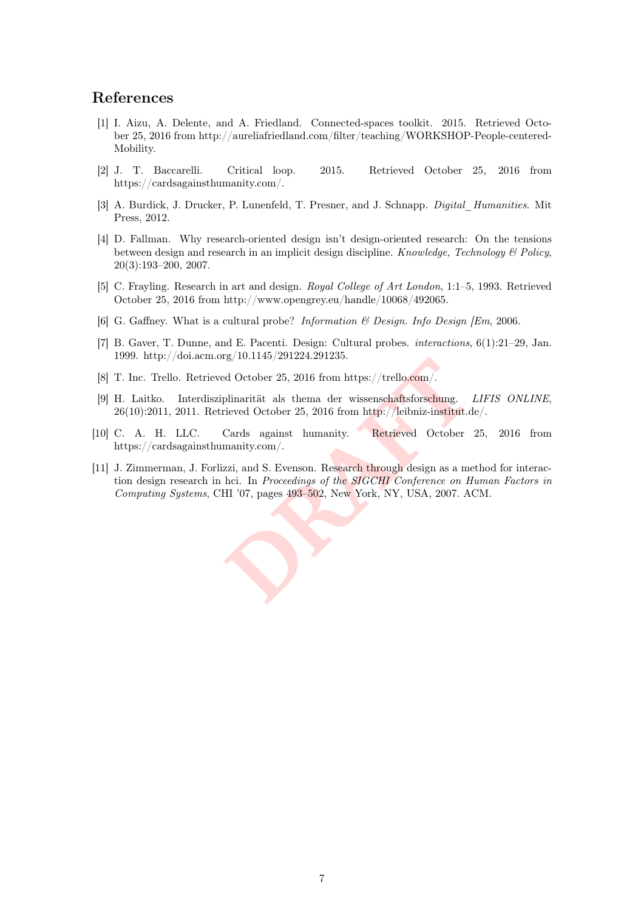## References

[1] I. Aizu, A. Delente, and A. Friedland. Connected-spaces toolkit. 2015. Retrieved October 25, 2016 from http://aureliafriedland.com/filter/teaching/WORKSHOP-People-centered-Mobility.

[2] J. T. Baccarelli. Critical loop. 2015. Retrieved October 25, 2016 from https://cardsagainsthumanity.com/.

[3] A. Burdick, J. Drucker, P. Lunenfeld, T. Presner, and J. Schnapp. *Digital_Humanities*. Mit Press, 2012.

[4] D. Fallman. Why research-oriented design isn't design-oriented research: On the tensions between design and research in an implicit design discipline. *Knowledge, Technology & Policy*, 20(3):193–200, 2007.

[5] C. Frayling. Research in art and design. *Royal College of Art London*, 1:1–5, 1993. Retrieved October 25, 2016 from http://www.opengrey.eu/handle/10068/492065.

[6] G. Gaffney. What is a cultural probe? *Information & Design. Info Design [Em*, 2006.

[7] B. Gaver, T. Dunne, and E. Pacenti. Design: Cultural probes. *interactions*, 6(1):21–29, Jan. 1999. http://doi.acm.org/10.1145/291224.291235.

[8] T. Inc. Trello. Retrieved October 25, 2016 from https://trello.com/.

[9] H. Laitko. Interdisziplinarität als thema der wissenschaftsforschung. *LIFIS ONLINE*, 26(10):2011, 2011. Retrieved October 25, 2016 from http://leibniz-institut.de/.

[10] C. A. H. LLC. Cards against humanity. Retrieved October 25, 2016 from https://cardsagainsthumanity.com/.

[11] J. Zimmerman, J. Forlizzi, and S. Evenson. Research through design as a method for interaction design research in hci. In *Proceedings of the SIGCHI Conference on Human Factors in Computing Systems*, CHI '07, pages 493–502, New York, NY, USA, 2007. ACM.